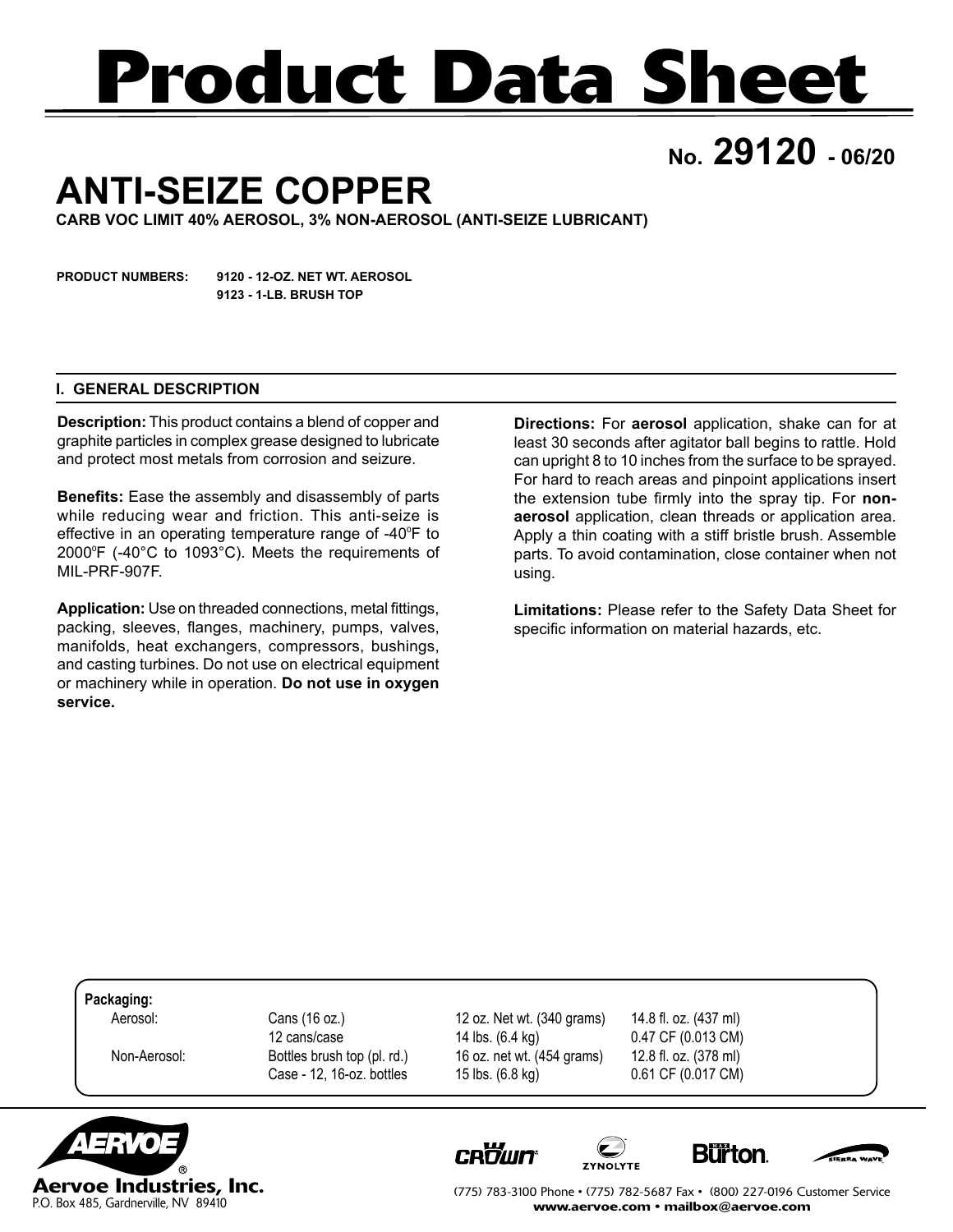# Product Data Sheet

**No. 29120 - 06/20**

## ANTI-SEIZE COPPER

**CARB VOC LIMIT 40% AEROSOL, 3% NON-AEROSOL (ANTI-SEIZE LUBRICANT)**

**PRODUCT NUMBERS:** **9120 - 12-OZ. NET WT. AEROSOL**
**9123 - 1-LB. BRUSH TOP**

### I. GENERAL DESCRIPTION

**Description:** This product contains a blend of copper and graphite particles in complex grease designed to lubricate and protect most metals from corrosion and seizure.

**Benefits:** Ease the assembly and disassembly of parts while reducing wear and friction. This anti-seize is effective in an operating temperature range of -40°F to 2000°F (-40°C to 1093°C). Meets the requirements of MIL-PRF-907F.

**Application:** Use on threaded connections, metal fittings, packing, sleeves, flanges, machinery, pumps, valves, manifolds, heat exchangers, compressors, bushings, and casting turbines. Do not use on electrical equipment or machinery while in operation. **Do not use in oxygen service.**

**Directions:** For **aerosol** application, shake can for at least 30 seconds after agitator ball begins to rattle. Hold can upright 8 to 10 inches from the surface to be sprayed. For hard to reach areas and pinpoint applications insert the extension tube firmly into the spray tip. For **non-aerosol** application, clean threads or application area. Apply a thin coating with a stiff bristle brush. Assemble parts. To avoid contamination, close container when not using.

**Limitations:** Please refer to the Safety Data Sheet for specific information on material hazards, etc.

**Packaging:**

| | | | |
|---|---|---|---|
| Aerosol: | Cans (16 oz.) | 12 oz. Net wt. (340 grams) | 14.8 fl. oz. (437 ml) |
| | 12 cans/case | 14 lbs. (6.4 kg) | 0.47 CF (0.013 CM) |
| Non-Aerosol: | Bottles brush top (pl. rd.) | 16 oz. net wt. (454 grams) | 12.8 fl. oz. (378 ml) |
| | Case - 12, 16-oz. bottles | 15 lbs. (6.8 kg) | 0.61 CF (0.017 CM) |

**Aervoe Industries, Inc.**
P.O. Box 485, Gardnerville, NV 89410

(775) 783-3100 Phone • (775) 782-5687 Fax • (800) 227-0196 Customer Service
**www.aervoe.com • mailbox@aervoe.com**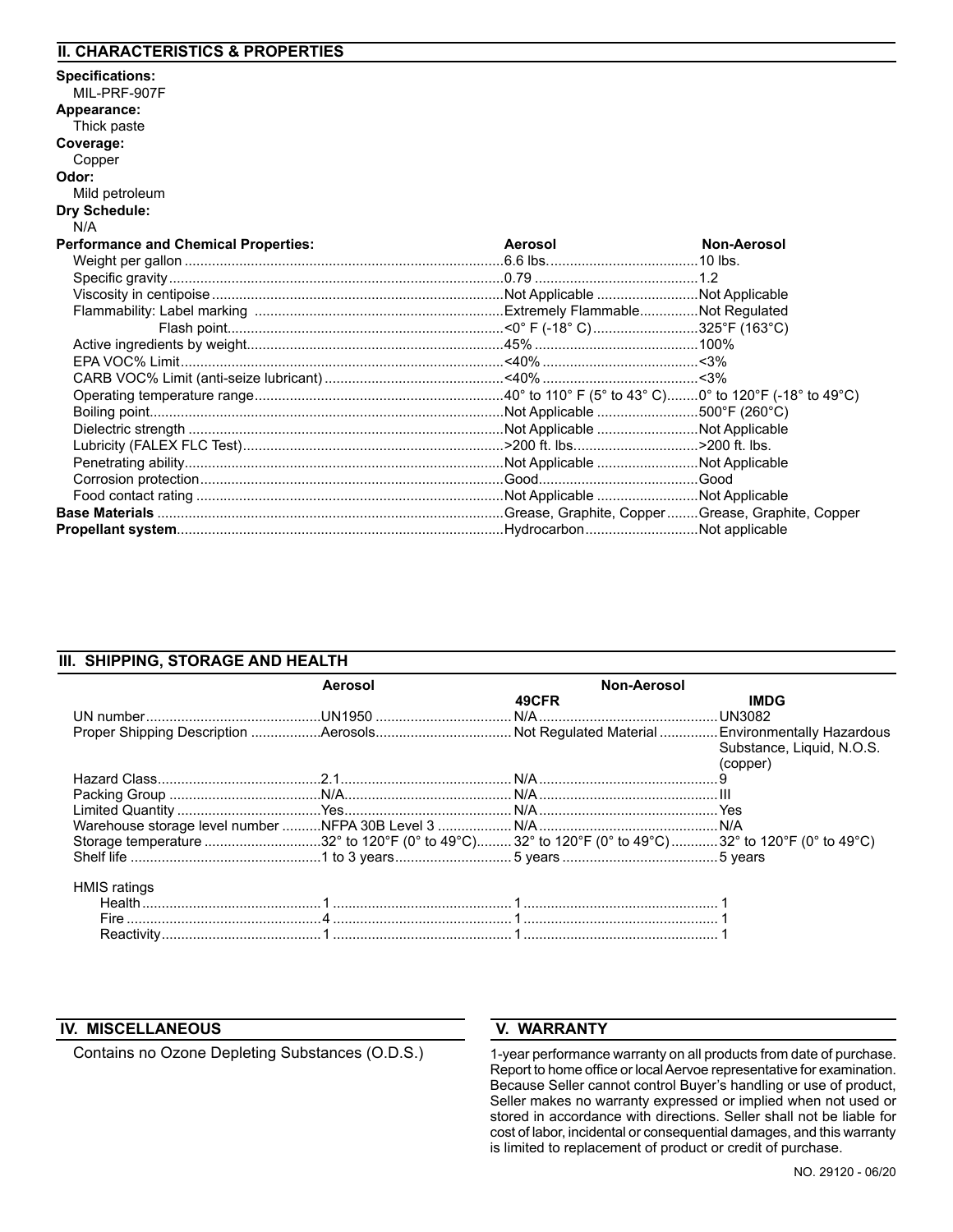## II. CHARACTERISTICS & PROPERTIES

**Specifications:**
MIL-PRF-907F

**Appearance:**
Thick paste

**Coverage:**
Copper

**Odor:**
Mild petroleum

**Dry Schedule:**
N/A

| **Performance and Chemical Properties:** | **Aerosol** | **Non-Aerosol** |
|---|---|---|
| Weight per gallon | 6.6 lbs. | 10 lbs. |
| Specific gravity | 0.79 | 1.2 |
| Viscosity in centipoise | Not Applicable | Not Applicable |
| Flammability: Label marking | Extremely Flammable | Not Regulated |
| Flash point | <0° F (-18° C) | 325°F (163°C) |
| Active ingredients by weight | 45% | 100% |
| EPA VOC% Limit | <40% | <3% |
| CARB VOC% Limit (anti-seize lubricant) | <40% | <3% |
| Operating temperature range | 40° to 110° F (5° to 43° C) | 0° to 120°F (-18° to 49°C) |
| Boiling point | Not Applicable | 500°F (260°C) |
| Dielectric strength | Not Applicable | Not Applicable |
| Lubricity (FALEX FLC Test) | >200 ft. lbs. | >200 ft. lbs. |
| Penetrating ability | Not Applicable | Not Applicable |
| Corrosion protection | Good | Good |
| Food contact rating | Not Applicable | Not Applicable |
| **Base Materials** | Grease, Graphite, Copper | Grease, Graphite, Copper |
| **Propellant system** | Hydrocarbon | Not applicable |

## III. SHIPPING, STORAGE AND HEALTH

| | **Aerosol** | **Non-Aerosol** | |
|---|---|---|---|
| | | **49CFR** | **IMDG** |
| UN number | UN1950 | N/A | UN3082 |
| Proper Shipping Description | Aerosols | Not Regulated Material | Environmentally Hazardous Substance, Liquid, N.O.S. (copper) |
| Hazard Class | 2.1 | N/A | 9 |
| Packing Group | N/A | N/A | III |
| Limited Quantity | Yes | N/A | Yes |
| Warehouse storage level number | NFPA 30B Level 3 | N/A | N/A |
| Storage temperature | 32° to 120°F (0° to 49°C) | 32° to 120°F (0° to 49°C) | 32° to 120°F (0° to 49°C) |
| Shelf life | 1 to 3 years | 5 years | 5 years |
| HMIS ratings | | | |
| Health | 1 | 1 | 1 |
| Fire | 4 | 1 | 1 |
| Reactivity | 1 | 1 | 1 |

## IV. MISCELLANEOUS

Contains no Ozone Depleting Substances (O.D.S.)

## V. WARRANTY

1-year performance warranty on all products from date of purchase. Report to home office or local Aervoe representative for examination. Because Seller cannot control Buyer's handling or use of product, Seller makes no warranty expressed or implied when not used or stored in accordance with directions. Seller shall not be liable for cost of labor, incidental or consequential damages, and this warranty is limited to replacement of product or credit of purchase.

NO. 29120 - 06/20